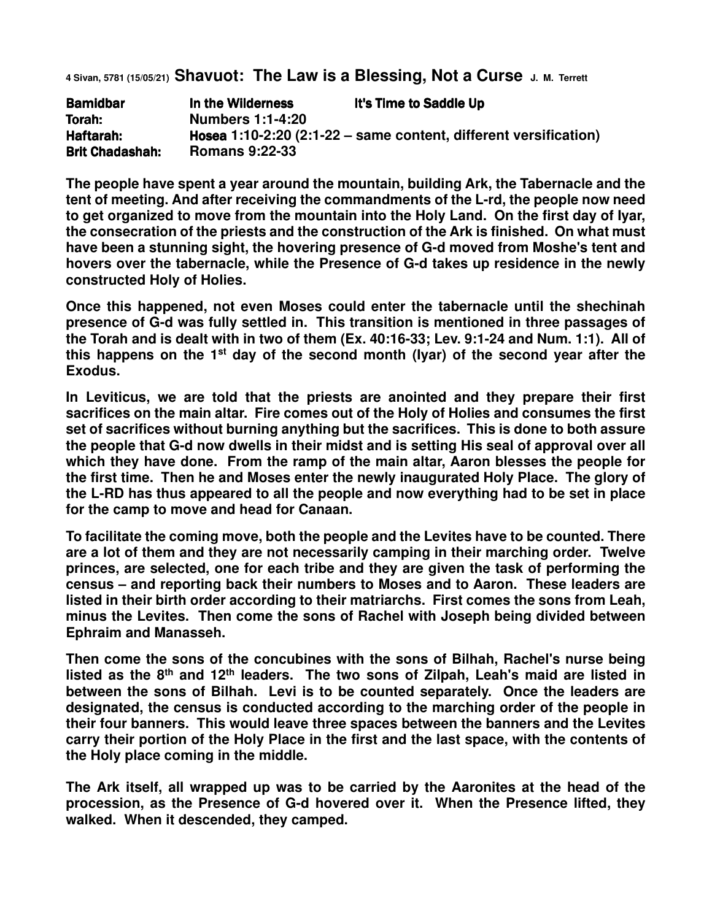4 Sivan, 5781 (15/05/21) **Shavuot: The Law is a Blessing, Not a Curse** J. M. Terrett

| **Bamidbar** | **In the Wilderness** | **It's Time to Saddle Up** |
|---|---|---|
| **Torah:** | **Numbers 1:1-4:20** | |
| **Haftarah:** | **Hosea 1:10-2:20 (2:1-22 – same content, different versification)** | |
| **Brit Chadashah:** | **Romans 9:22-33** | |

**The people have spent a year around the mountain, building Ark, the Tabernacle and the tent of meeting. And after receiving the commandments of the L-rd, the people now need to get organized to move from the mountain into the Holy Land. On the first day of Iyar, the consecration of the priests and the construction of the Ark is finished. On what must have been a stunning sight, the hovering presence of G-d moved from Moshe's tent and hovers over the tabernacle, while the Presence of G-d takes up residence in the newly constructed Holy of Holies.**

**Once this happened, not even Moses could enter the tabernacle until the shechinah presence of G-d was fully settled in. This transition is mentioned in three passages of the Torah and is dealt with in two of them (Ex. 40:16-33; Lev. 9:1-24 and Num. 1:1). All of this happens on the 1st day of the second month (Iyar) of the second year after the Exodus.**

**In Leviticus, we are told that the priests are anointed and they prepare their first sacrifices on the main altar. Fire comes out of the Holy of Holies and consumes the first set of sacrifices without burning anything but the sacrifices. This is done to both assure the people that G-d now dwells in their midst and is setting His seal of approval over all which they have done. From the ramp of the main altar, Aaron blesses the people for the first time. Then he and Moses enter the newly inaugurated Holy Place. The glory of the L-RD has thus appeared to all the people and now everything had to be set in place for the camp to move and head for Canaan.**

**To facilitate the coming move, both the people and the Levites have to be counted. There are a lot of them and they are not necessarily camping in their marching order. Twelve princes, are selected, one for each tribe and they are given the task of performing the census – and reporting back their numbers to Moses and to Aaron. These leaders are listed in their birth order according to their matriarchs. First comes the sons from Leah, minus the Levites. Then come the sons of Rachel with Joseph being divided between Ephraim and Manasseh.**

**Then come the sons of the concubines with the sons of Bilhah, Rachel's nurse being listed as the 8th and 12th leaders. The two sons of Zilpah, Leah's maid are listed in between the sons of Bilhah. Levi is to be counted separately. Once the leaders are designated, the census is conducted according to the marching order of the people in their four banners. This would leave three spaces between the banners and the Levites carry their portion of the Holy Place in the first and the last space, with the contents of the Holy place coming in the middle.**

**The Ark itself, all wrapped up was to be carried by the Aaronites at the head of the procession, as the Presence of G-d hovered over it. When the Presence lifted, they walked. When it descended, they camped.**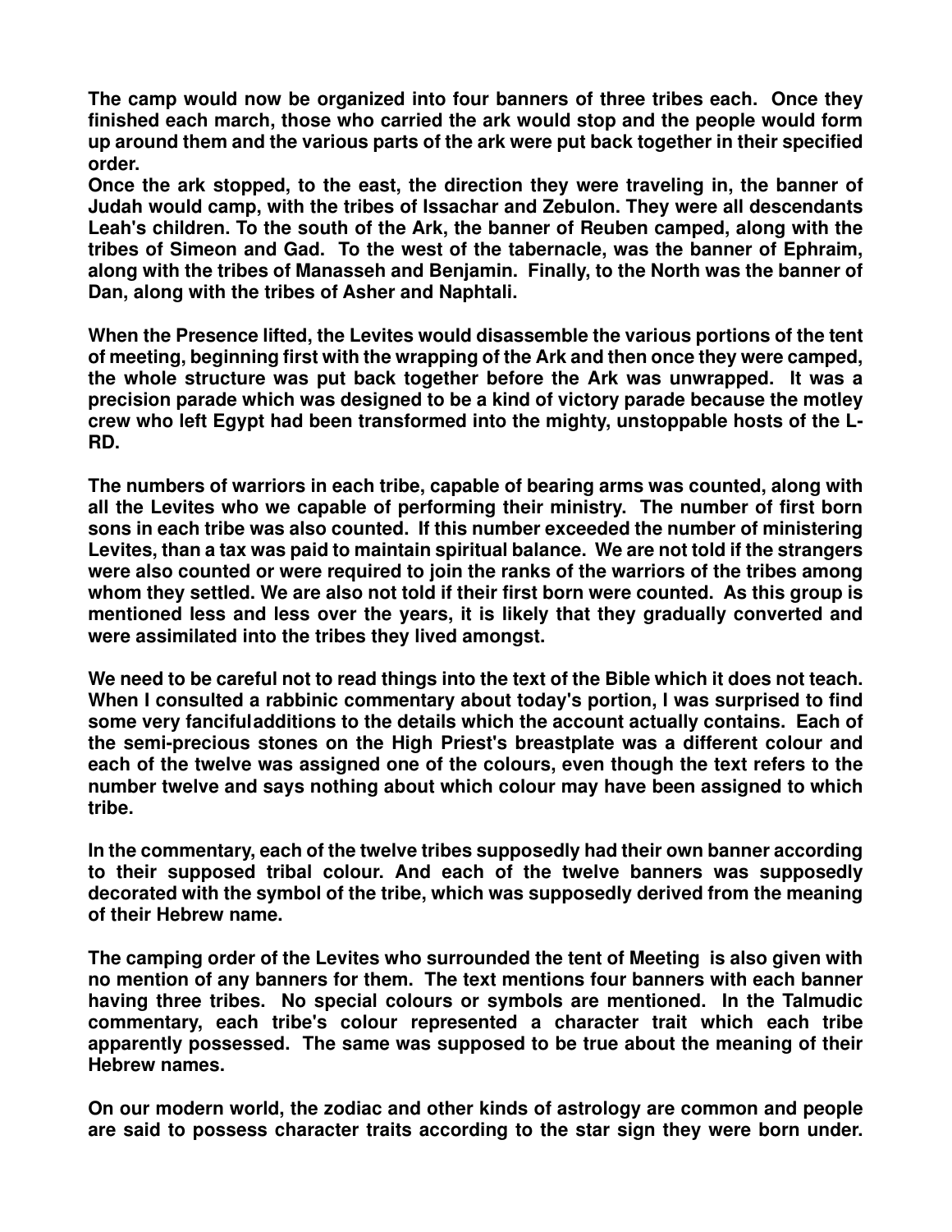**The camp would now be organized into four banners of three tribes each. Once they finished each march, those who carried the ark would stop and the people would form up around them and the various parts of the ark were put back together in their specified order.**
**Once the ark stopped, to the east, the direction they were traveling in, the banner of Judah would camp, with the tribes of Issachar and Zebulon. They were all descendants Leah's children. To the south of the Ark, the banner of Reuben camped, along with the tribes of Simeon and Gad. To the west of the tabernacle, was the banner of Ephraim, along with the tribes of Manasseh and Benjamin. Finally, to the North was the banner of Dan, along with the tribes of Asher and Naphtali.**

**When the Presence lifted, the Levites would disassemble the various portions of the tent of meeting, beginning first with the wrapping of the Ark and then once they were camped, the whole structure was put back together before the Ark was unwrapped. It was a precision parade which was designed to be a kind of victory parade because the motley crew who left Egypt had been transformed into the mighty, unstoppable hosts of the L-RD.**

**The numbers of warriors in each tribe, capable of bearing arms was counted, along with all the Levites who we capable of performing their ministry. The number of first born sons in each tribe was also counted. If this number exceeded the number of ministering Levites, than a tax was paid to maintain spiritual balance. We are not told if the strangers were also counted or were required to join the ranks of the warriors of the tribes among whom they settled. We are also not told if their first born were counted. As this group is mentioned less and less over the years, it is likely that they gradually converted and were assimilated into the tribes they lived amongst.**

**We need to be careful not to read things into the text of the Bible which it does not teach. When I consulted a rabbinic commentary about today's portion, I was surprised to find some very fancifuladditions to the details which the account actually contains. Each of the semi-precious stones on the High Priest's breastplate was a different colour and each of the twelve was assigned one of the colours, even though the text refers to the number twelve and says nothing about which colour may have been assigned to which tribe.**

**In the commentary, each of the twelve tribes supposedly had their own banner according to their supposed tribal colour. And each of the twelve banners was supposedly decorated with the symbol of the tribe, which was supposedly derived from the meaning of their Hebrew name.**

**The camping order of the Levites who surrounded the tent of Meeting is also given with no mention of any banners for them. The text mentions four banners with each banner having three tribes. No special colours or symbols are mentioned. In the Talmudic commentary, each tribe's colour represented a character trait which each tribe apparently possessed. The same was supposed to be true about the meaning of their Hebrew names.**

**On our modern world, the zodiac and other kinds of astrology are common and people are said to possess character traits according to the star sign they were born under.**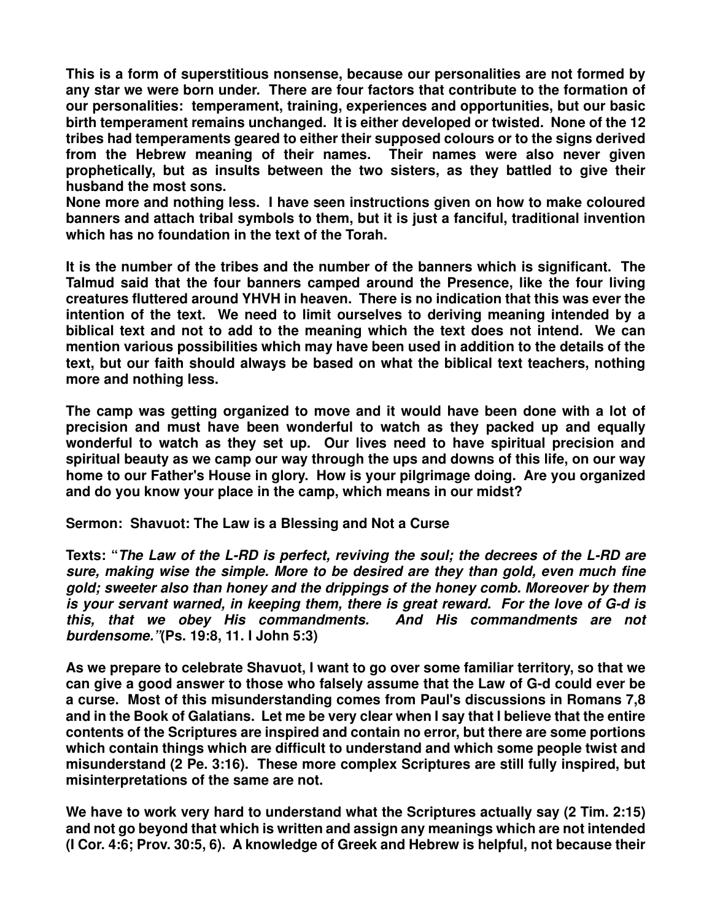**This is a form of superstitious nonsense, because our personalities are not formed by any star we were born under. There are four factors that contribute to the formation of our personalities: temperament, training, experiences and opportunities, but our basic birth temperament remains unchanged. It is either developed or twisted. None of the 12 tribes had temperaments geared to either their supposed colours or to the signs derived from the Hebrew meaning of their names. Their names were also never given prophetically, but as insults between the two sisters, as they battled to give their husband the most sons.**
**None more and nothing less. I have seen instructions given on how to make coloured banners and attach tribal symbols to them, but it is just a fanciful, traditional invention which has no foundation in the text of the Torah.**

**It is the number of the tribes and the number of the banners which is significant. The Talmud said that the four banners camped around the Presence, like the four living creatures fluttered around YHVH in heaven. There is no indication that this was ever the intention of the text. We need to limit ourselves to deriving meaning intended by a biblical text and not to add to the meaning which the text does not intend. We can mention various possibilities which may have been used in addition to the details of the text, but our faith should always be based on what the biblical text teachers, nothing more and nothing less.**

**The camp was getting organized to move and it would have been done with a lot of precision and must have been wonderful to watch as they packed up and equally wonderful to watch as they set up. Our lives need to have spiritual precision and spiritual beauty as we camp our way through the ups and downs of this life, on our way home to our Father's House in glory. How is your pilgrimage doing. Are you organized and do you know your place in the camp, which means in our midst?**

**Sermon: Shavuot: The Law is a Blessing and Not a Curse**

**Texts: "*The Law of the L-RD is perfect, reviving the soul; the decrees of the L-RD are sure, making wise the simple. More to be desired are they than gold, even much fine gold; sweeter also than honey and the drippings of the honey comb. Moreover by them is your servant warned, in keeping them, there is great reward. For the love of G-d is this, that we obey His commandments. And His commandments are not burdensome."*(Ps. 19:8, 11. I John 5:3)**

**As we prepare to celebrate Shavuot, I want to go over some familiar territory, so that we can give a good answer to those who falsely assume that the Law of G-d could ever be a curse. Most of this misunderstanding comes from Paul's discussions in Romans 7,8 and in the Book of Galatians. Let me be very clear when I say that I believe that the entire contents of the Scriptures are inspired and contain no error, but there are some portions which contain things which are difficult to understand and which some people twist and misunderstand (2 Pe. 3:16). These more complex Scriptures are still fully inspired, but misinterpretations of the same are not.**

**We have to work very hard to understand what the Scriptures actually say (2 Tim. 2:15) and not go beyond that which is written and assign any meanings which are not intended (I Cor. 4:6; Prov. 30:5, 6). A knowledge of Greek and Hebrew is helpful, not because their**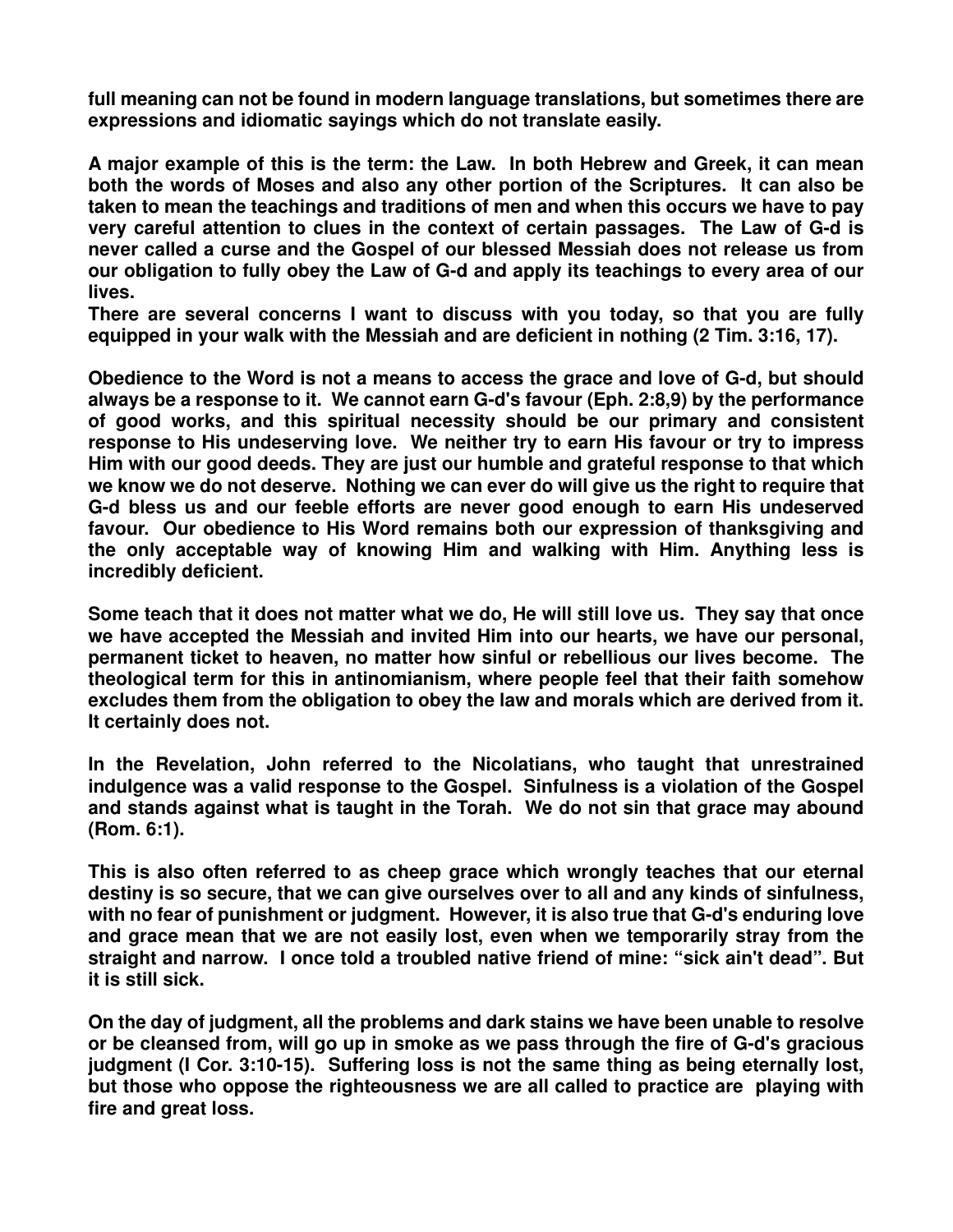**full meaning can not be found in modern language translations, but sometimes there are expressions and idiomatic sayings which do not translate easily.**

**A major example of this is the term: the Law. In both Hebrew and Greek, it can mean both the words of Moses and also any other portion of the Scriptures. It can also be taken to mean the teachings and traditions of men and when this occurs we have to pay very careful attention to clues in the context of certain passages. The Law of G-d is never called a curse and the Gospel of our blessed Messiah does not release us from our obligation to fully obey the Law of G-d and apply its teachings to every area of our lives.**

**There are several concerns I want to discuss with you today, so that you are fully equipped in your walk with the Messiah and are deficient in nothing (2 Tim. 3:16, 17).**

**Obedience to the Word is not a means to access the grace and love of G-d, but should always be a response to it. We cannot earn G-d's favour (Eph. 2:8,9) by the performance of good works, and this spiritual necessity should be our primary and consistent response to His undeserving love. We neither try to earn His favour or try to impress Him with our good deeds. They are just our humble and grateful response to that which we know we do not deserve. Nothing we can ever do will give us the right to require that G-d bless us and our feeble efforts are never good enough to earn His undeserved favour. Our obedience to His Word remains both our expression of thanksgiving and the only acceptable way of knowing Him and walking with Him. Anything less is incredibly deficient.**

**Some teach that it does not matter what we do, He will still love us. They say that once we have accepted the Messiah and invited Him into our hearts, we have our personal, permanent ticket to heaven, no matter how sinful or rebellious our lives become. The theological term for this in antinomianism, where people feel that their faith somehow excludes them from the obligation to obey the law and morals which are derived from it. It certainly does not.**

**In the Revelation, John referred to the Nicolatians, who taught that unrestrained indulgence was a valid response to the Gospel. Sinfulness is a violation of the Gospel and stands against what is taught in the Torah. We do not sin that grace may abound (Rom. 6:1).**

**This is also often referred to as cheep grace which wrongly teaches that our eternal destiny is so secure, that we can give ourselves over to all and any kinds of sinfulness, with no fear of punishment or judgment. However, it is also true that G-d's enduring love and grace mean that we are not easily lost, even when we temporarily stray from the straight and narrow. I once told a troubled native friend of mine: "sick ain't dead". But it is still sick.**

**On the day of judgment, all the problems and dark stains we have been unable to resolve or be cleansed from, will go up in smoke as we pass through the fire of G-d's gracious judgment (I Cor. 3:10-15). Suffering loss is not the same thing as being eternally lost, but those who oppose the righteousness we are all called to practice are playing with fire and great loss.**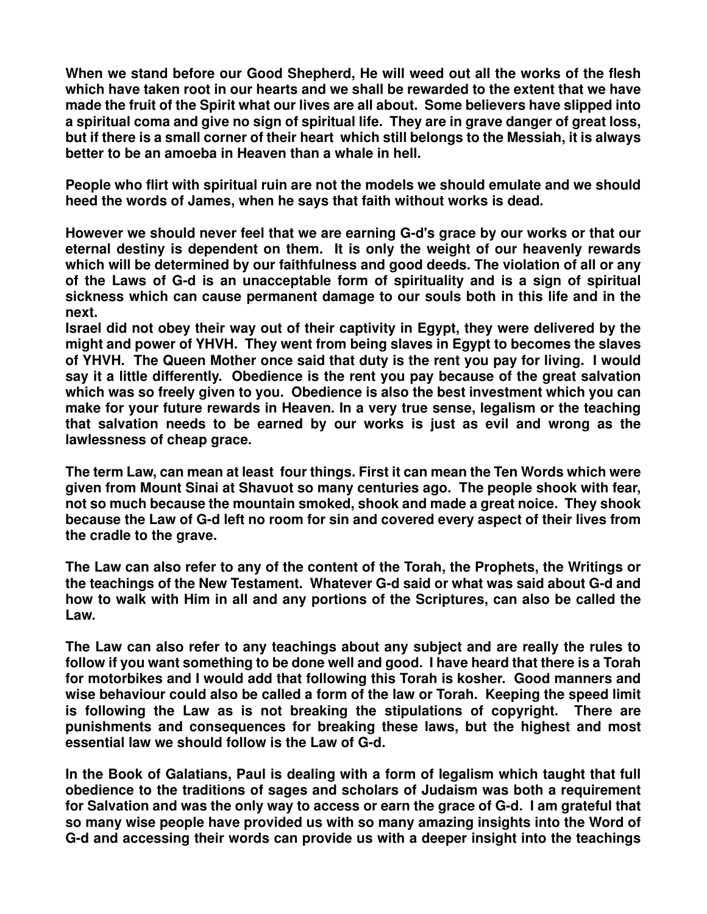When we stand before our Good Shepherd, He will weed out all the works of the flesh which have taken root in our hearts and we shall be rewarded to the extent that we have made the fruit of the Spirit what our lives are all about. Some believers have slipped into a spiritual coma and give no sign of spiritual life. They are in grave danger of great loss, but if there is a small corner of their heart which still belongs to the Messiah, it is always better to be an amoeba in Heaven than a whale in hell.

People who flirt with spiritual ruin are not the models we should emulate and we should heed the words of James, when he says that faith without works is dead.

However we should never feel that we are earning G-d's grace by our works or that our eternal destiny is dependent on them. It is only the weight of our heavenly rewards which will be determined by our faithfulness and good deeds. The violation of all or any of the Laws of G-d is an unacceptable form of spirituality and is a sign of spiritual sickness which can cause permanent damage to our souls both in this life and in the next.

Israel did not obey their way out of their captivity in Egypt, they were delivered by the might and power of YHVH. They went from being slaves in Egypt to becomes the slaves of YHVH. The Queen Mother once said that duty is the rent you pay for living. I would say it a little differently. Obedience is the rent you pay because of the great salvation which was so freely given to you. Obedience is also the best investment which you can make for your future rewards in Heaven. In a very true sense, legalism or the teaching that salvation needs to be earned by our works is just as evil and wrong as the lawlessness of cheap grace.

The term Law, can mean at least four things. First it can mean the Ten Words which were given from Mount Sinai at Shavuot so many centuries ago. The people shook with fear, not so much because the mountain smoked, shook and made a great noice. They shook because the Law of G-d left no room for sin and covered every aspect of their lives from the cradle to the grave.

The Law can also refer to any of the content of the Torah, the Prophets, the Writings or the teachings of the New Testament. Whatever G-d said or what was said about G-d and how to walk with Him in all and any portions of the Scriptures, can also be called the Law.

The Law can also refer to any teachings about any subject and are really the rules to follow if you want something to be done well and good. I have heard that there is a Torah for motorbikes and I would add that following this Torah is kosher. Good manners and wise behaviour could also be called a form of the law or Torah. Keeping the speed limit is following the Law as is not breaking the stipulations of copyright. There are punishments and consequences for breaking these laws, but the highest and most essential law we should follow is the Law of G-d.

In the Book of Galatians, Paul is dealing with a form of legalism which taught that full obedience to the traditions of sages and scholars of Judaism was both a requirement for Salvation and was the only way to access or earn the grace of G-d. I am grateful that so many wise people have provided us with so many amazing insights into the Word of G-d and accessing their words can provide us with a deeper insight into the teachings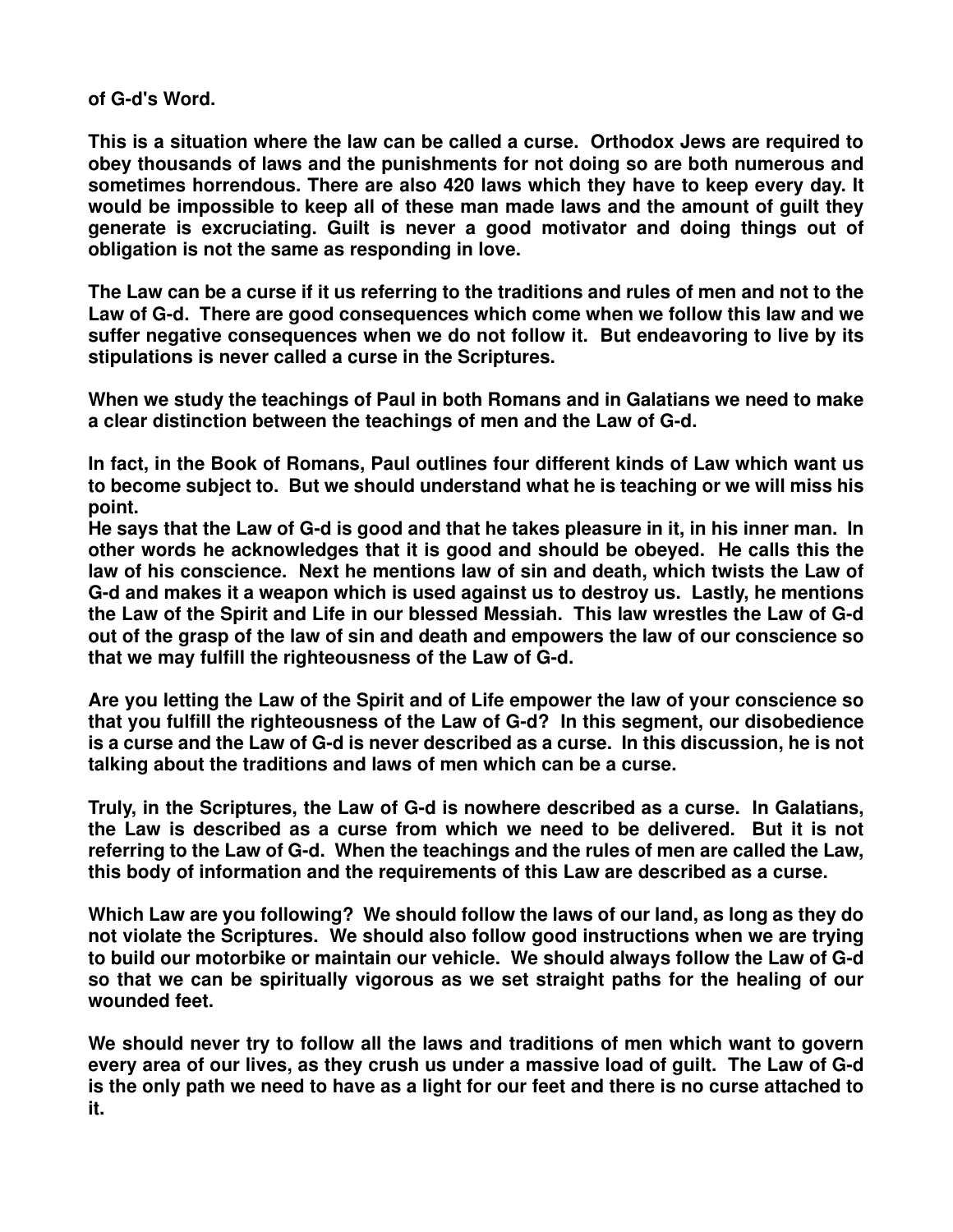**of G-d's Word.**

**This is a situation where the law can be called a curse. Orthodox Jews are required to obey thousands of laws and the punishments for not doing so are both numerous and sometimes horrendous. There are also 420 laws which they have to keep every day. It would be impossible to keep all of these man made laws and the amount of guilt they generate is excruciating. Guilt is never a good motivator and doing things out of obligation is not the same as responding in love.**

**The Law can be a curse if it us referring to the traditions and rules of men and not to the Law of G-d. There are good consequences which come when we follow this law and we suffer negative consequences when we do not follow it. But endeavoring to live by its stipulations is never called a curse in the Scriptures.**

**When we study the teachings of Paul in both Romans and in Galatians we need to make a clear distinction between the teachings of men and the Law of G-d.**

**In fact, in the Book of Romans, Paul outlines four different kinds of Law which want us to become subject to. But we should understand what he is teaching or we will miss his point.**

**He says that the Law of G-d is good and that he takes pleasure in it, in his inner man. In other words he acknowledges that it is good and should be obeyed. He calls this the law of his conscience. Next he mentions law of sin and death, which twists the Law of G-d and makes it a weapon which is used against us to destroy us. Lastly, he mentions the Law of the Spirit and Life in our blessed Messiah. This law wrestles the Law of G-d out of the grasp of the law of sin and death and empowers the law of our conscience so that we may fulfill the righteousness of the Law of G-d.**

**Are you letting the Law of the Spirit and of Life empower the law of your conscience so that you fulfill the righteousness of the Law of G-d? In this segment, our disobedience is a curse and the Law of G-d is never described as a curse. In this discussion, he is not talking about the traditions and laws of men which can be a curse.**

**Truly, in the Scriptures, the Law of G-d is nowhere described as a curse. In Galatians, the Law is described as a curse from which we need to be delivered. But it is not referring to the Law of G-d. When the teachings and the rules of men are called the Law, this body of information and the requirements of this Law are described as a curse.**

**Which Law are you following? We should follow the laws of our land, as long as they do not violate the Scriptures. We should also follow good instructions when we are trying to build our motorbike or maintain our vehicle. We should always follow the Law of G-d so that we can be spiritually vigorous as we set straight paths for the healing of our wounded feet.**

**We should never try to follow all the laws and traditions of men which want to govern every area of our lives, as they crush us under a massive load of guilt. The Law of G-d is the only path we need to have as a light for our feet and there is no curse attached to it.**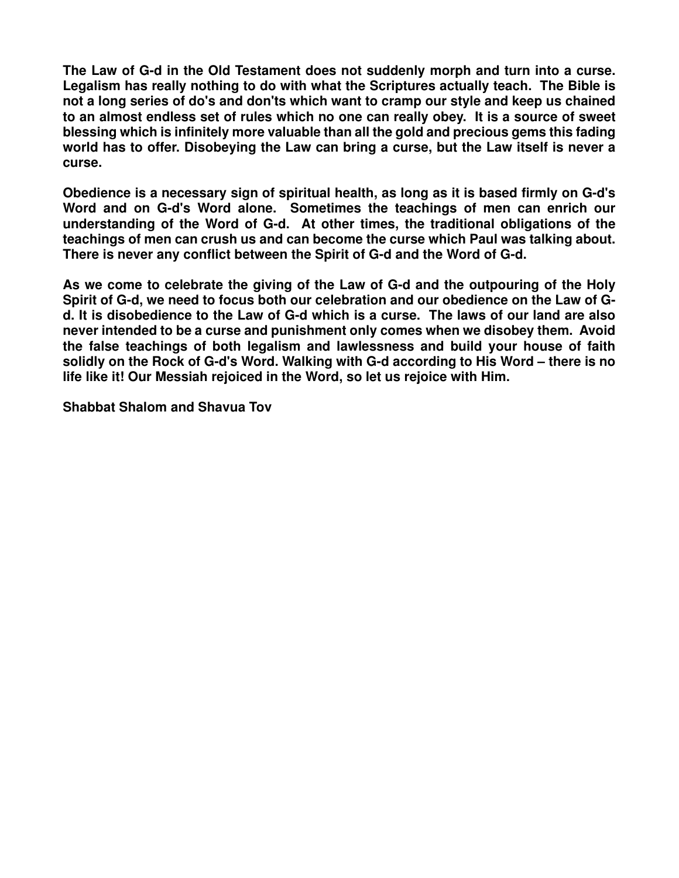**The Law of G-d in the Old Testament does not suddenly morph and turn into a curse. Legalism has really nothing to do with what the Scriptures actually teach. The Bible is not a long series of do's and don'ts which want to cramp our style and keep us chained to an almost endless set of rules which no one can really obey. It is a source of sweet blessing which is infinitely more valuable than all the gold and precious gems this fading world has to offer. Disobeying the Law can bring a curse, but the Law itself is never a curse.**

**Obedience is a necessary sign of spiritual health, as long as it is based firmly on G-d's Word and on G-d's Word alone. Sometimes the teachings of men can enrich our understanding of the Word of G-d. At other times, the traditional obligations of the teachings of men can crush us and can become the curse which Paul was talking about. There is never any conflict between the Spirit of G-d and the Word of G-d.**

**As we come to celebrate the giving of the Law of G-d and the outpouring of the Holy Spirit of G-d, we need to focus both our celebration and our obedience on the Law of G-d. It is disobedience to the Law of G-d which is a curse. The laws of our land are also never intended to be a curse and punishment only comes when we disobey them. Avoid the false teachings of both legalism and lawlessness and build your house of faith solidly on the Rock of G-d's Word. Walking with G-d according to His Word – there is no life like it! Our Messiah rejoiced in the Word, so let us rejoice with Him.**

**Shabbat Shalom and Shavua Tov**